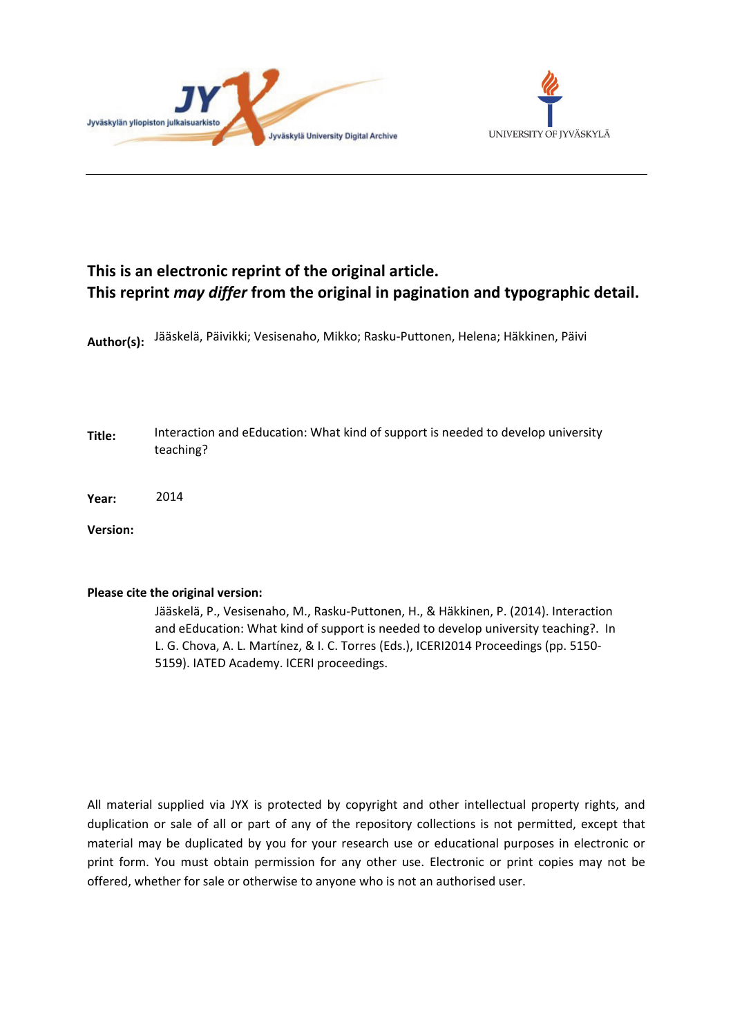Jyväskylän yliopiston julkaisuarkisto

Jyväskylä University Digital Archive

UNIVERSITY OF JYVÄSKYLÄ

---

**This is an electronic reprint of the original article.**
**This reprint *may differ* from the original in pagination and typographic detail.**

**Author(s):** Jääskelä, Päivikki; Vesisenaho, Mikko; Rasku-Puttonen, Helena; Häkkinen, Päivi

**Title:** Interaction and eEducation: What kind of support is needed to develop university teaching?

**Year:** 2014

**Version:**

**Please cite the original version:**

Jääskelä, P., Vesisenaho, M., Rasku-Puttonen, H., & Häkkinen, P. (2014). Interaction and eEducation: What kind of support is needed to develop university teaching?. In L. G. Chova, A. L. Martínez, & I. C. Torres (Eds.), ICERI2014 Proceedings (pp. 5150-5159). IATED Academy. ICERI proceedings.

All material supplied via JYX is protected by copyright and other intellectual property rights, and duplication or sale of all or part of any of the repository collections is not permitted, except that material may be duplicated by you for your research use or educational purposes in electronic or print form. You must obtain permission for any other use. Electronic or print copies may not be offered, whether for sale or otherwise to anyone who is not an authorised user.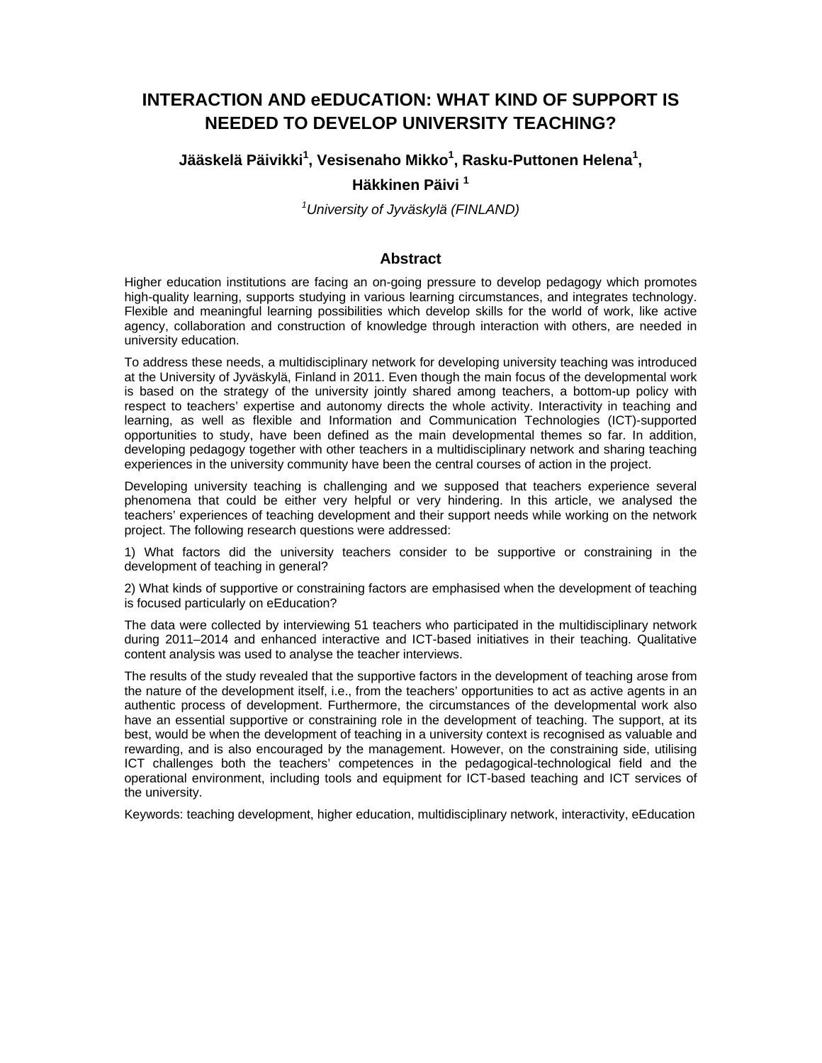# INTERACTION AND eEDUCATION: WHAT KIND OF SUPPORT IS NEEDED TO DEVELOP UNIVERSITY TEACHING?

**Jääskelä Päivikki[1], Vesisenaho Mikko[1], Rasku-Puttonen Helena[1], Häkkinen Päivi [1]**

*[1]University of Jyväskylä (FINLAND)*

## Abstract

Higher education institutions are facing an on-going pressure to develop pedagogy which promotes high-quality learning, supports studying in various learning circumstances, and integrates technology. Flexible and meaningful learning possibilities which develop skills for the world of work, like active agency, collaboration and construction of knowledge through interaction with others, are needed in university education.

To address these needs, a multidisciplinary network for developing university teaching was introduced at the University of Jyväskylä, Finland in 2011. Even though the main focus of the developmental work is based on the strategy of the university jointly shared among teachers, a bottom-up policy with respect to teachers' expertise and autonomy directs the whole activity. Interactivity in teaching and learning, as well as flexible and Information and Communication Technologies (ICT)-supported opportunities to study, have been defined as the main developmental themes so far. In addition, developing pedagogy together with other teachers in a multidisciplinary network and sharing teaching experiences in the university community have been the central courses of action in the project.

Developing university teaching is challenging and we supposed that teachers experience several phenomena that could be either very helpful or very hindering. In this article, we analysed the teachers' experiences of teaching development and their support needs while working on the network project. The following research questions were addressed:

1) What factors did the university teachers consider to be supportive or constraining in the development of teaching in general?

2) What kinds of supportive or constraining factors are emphasised when the development of teaching is focused particularly on eEducation?

The data were collected by interviewing 51 teachers who participated in the multidisciplinary network during 2011–2014 and enhanced interactive and ICT-based initiatives in their teaching. Qualitative content analysis was used to analyse the teacher interviews.

The results of the study revealed that the supportive factors in the development of teaching arose from the nature of the development itself, i.e., from the teachers' opportunities to act as active agents in an authentic process of development. Furthermore, the circumstances of the developmental work also have an essential supportive or constraining role in the development of teaching. The support, at its best, would be when the development of teaching in a university context is recognised as valuable and rewarding, and is also encouraged by the management. However, on the constraining side, utilising ICT challenges both the teachers' competences in the pedagogical-technological field and the operational environment, including tools and equipment for ICT-based teaching and ICT services of the university.

Keywords: teaching development, higher education, multidisciplinary network, interactivity, eEducation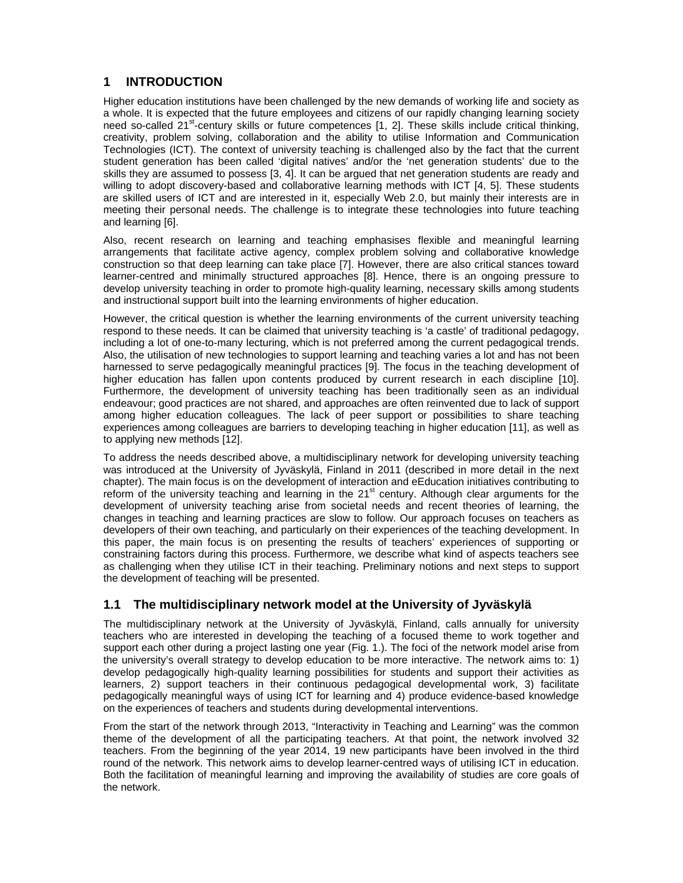# 1 INTRODUCTION

Higher education institutions have been challenged by the new demands of working life and society as a whole. It is expected that the future employees and citizens of our rapidly changing learning society need so-called 21st-century skills or future competences [1, 2]. These skills include critical thinking, creativity, problem solving, collaboration and the ability to utilise Information and Communication Technologies (ICT). The context of university teaching is challenged also by the fact that the current student generation has been called 'digital natives' and/or the 'net generation students' due to the skills they are assumed to possess [3, 4]. It can be argued that net generation students are ready and willing to adopt discovery-based and collaborative learning methods with ICT [4, 5]. These students are skilled users of ICT and are interested in it, especially Web 2.0, but mainly their interests are in meeting their personal needs. The challenge is to integrate these technologies into future teaching and learning [6].

Also, recent research on learning and teaching emphasises flexible and meaningful learning arrangements that facilitate active agency, complex problem solving and collaborative knowledge construction so that deep learning can take place [7]. However, there are also critical stances toward learner-centred and minimally structured approaches [8]. Hence, there is an ongoing pressure to develop university teaching in order to promote high-quality learning, necessary skills among students and instructional support built into the learning environments of higher education.

However, the critical question is whether the learning environments of the current university teaching respond to these needs. It can be claimed that university teaching is 'a castle' of traditional pedagogy, including a lot of one-to-many lecturing, which is not preferred among the current pedagogical trends. Also, the utilisation of new technologies to support learning and teaching varies a lot and has not been harnessed to serve pedagogically meaningful practices [9]. The focus in the teaching development of higher education has fallen upon contents produced by current research in each discipline [10]. Furthermore, the development of university teaching has been traditionally seen as an individual endeavour; good practices are not shared, and approaches are often reinvented due to lack of support among higher education colleagues. The lack of peer support or possibilities to share teaching experiences among colleagues are barriers to developing teaching in higher education [11], as well as to applying new methods [12].

To address the needs described above, a multidisciplinary network for developing university teaching was introduced at the University of Jyväskylä, Finland in 2011 (described in more detail in the next chapter). The main focus is on the development of interaction and eEducation initiatives contributing to reform of the university teaching and learning in the 21st century. Although clear arguments for the development of university teaching arise from societal needs and recent theories of learning, the changes in teaching and learning practices are slow to follow. Our approach focuses on teachers as developers of their own teaching, and particularly on their experiences of the teaching development. In this paper, the main focus is on presenting the results of teachers' experiences of supporting or constraining factors during this process. Furthermore, we describe what kind of aspects teachers see as challenging when they utilise ICT in their teaching. Preliminary notions and next steps to support the development of teaching will be presented.

## 1.1 The multidisciplinary network model at the University of Jyväskylä

The multidisciplinary network at the University of Jyväskylä, Finland, calls annually for university teachers who are interested in developing the teaching of a focused theme to work together and support each other during a project lasting one year (Fig. 1.). The foci of the network model arise from the university's overall strategy to develop education to be more interactive. The network aims to: 1) develop pedagogically high-quality learning possibilities for students and support their activities as learners, 2) support teachers in their continuous pedagogical developmental work, 3) facilitate pedagogically meaningful ways of using ICT for learning and 4) produce evidence-based knowledge on the experiences of teachers and students during developmental interventions.

From the start of the network through 2013, "Interactivity in Teaching and Learning" was the common theme of the development of all the participating teachers. At that point, the network involved 32 teachers. From the beginning of the year 2014, 19 new participants have been involved in the third round of the network. This network aims to develop learner-centred ways of utilising ICT in education. Both the facilitation of meaningful learning and improving the availability of studies are core goals of the network.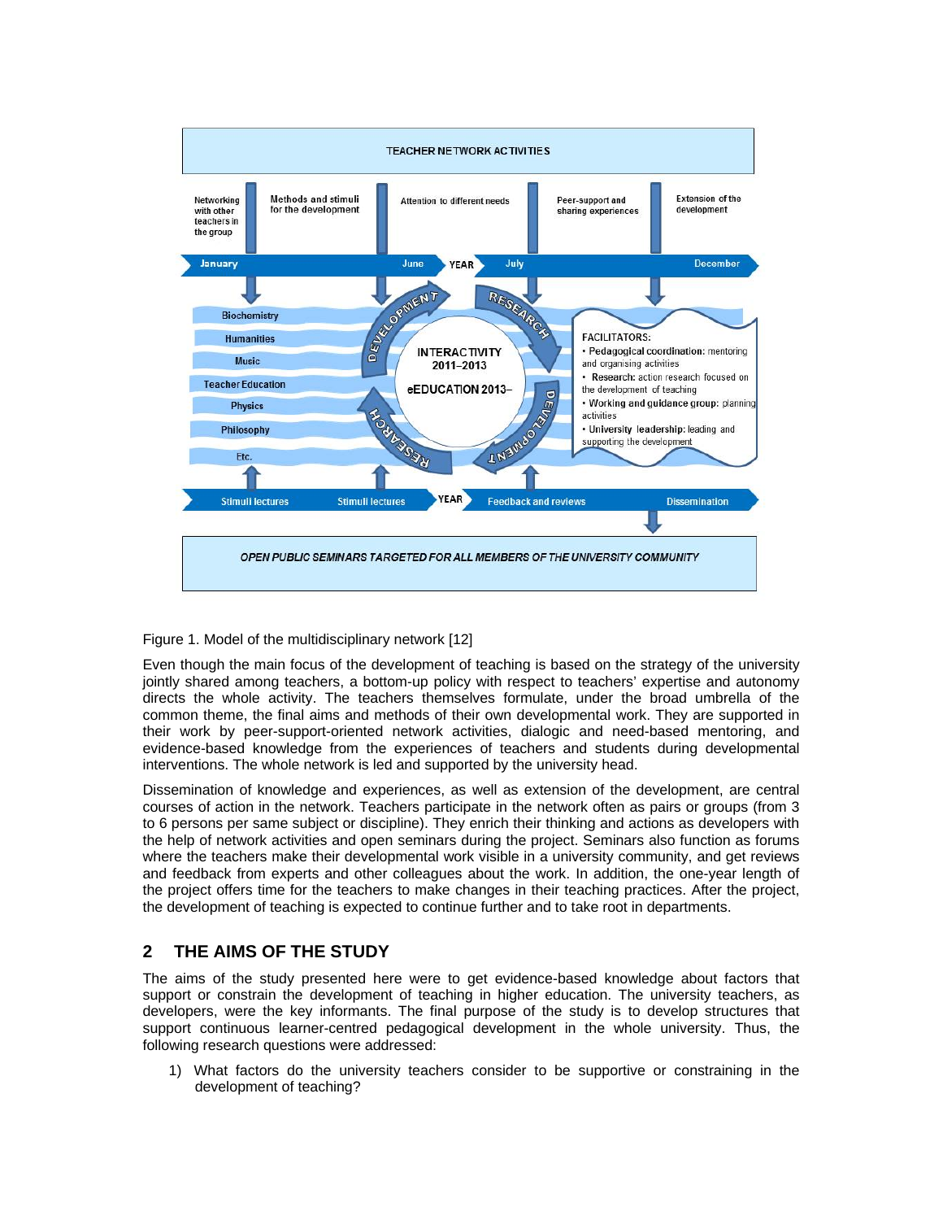Figure 1. Model of the multidisciplinary network [12]

Even though the main focus of the development of teaching is based on the strategy of the university jointly shared among teachers, a bottom-up policy with respect to teachers' expertise and autonomy directs the whole activity. The teachers themselves formulate, under the broad umbrella of the common theme, the final aims and methods of their own developmental work. They are supported in their work by peer-support-oriented network activities, dialogic and need-based mentoring, and evidence-based knowledge from the experiences of teachers and students during developmental interventions. The whole network is led and supported by the university head.

Dissemination of knowledge and experiences, as well as extension of the development, are central courses of action in the network. Teachers participate in the network often as pairs or groups (from 3 to 6 persons per same subject or discipline). They enrich their thinking and actions as developers with the help of network activities and open seminars during the project. Seminars also function as forums where the teachers make their developmental work visible in a university community, and get reviews and feedback from experts and other colleagues about the work. In addition, the one-year length of the project offers time for the teachers to make changes in their teaching practices. After the project, the development of teaching is expected to continue further and to take root in departments.

## 2 THE AIMS OF THE STUDY

The aims of the study presented here were to get evidence-based knowledge about factors that support or constrain the development of teaching in higher education. The university teachers, as developers, were the key informants. The final purpose of the study is to develop structures that support continuous learner-centred pedagogical development in the whole university. Thus, the following research questions were addressed:

1) What factors do the university teachers consider to be supportive or constraining in the development of teaching?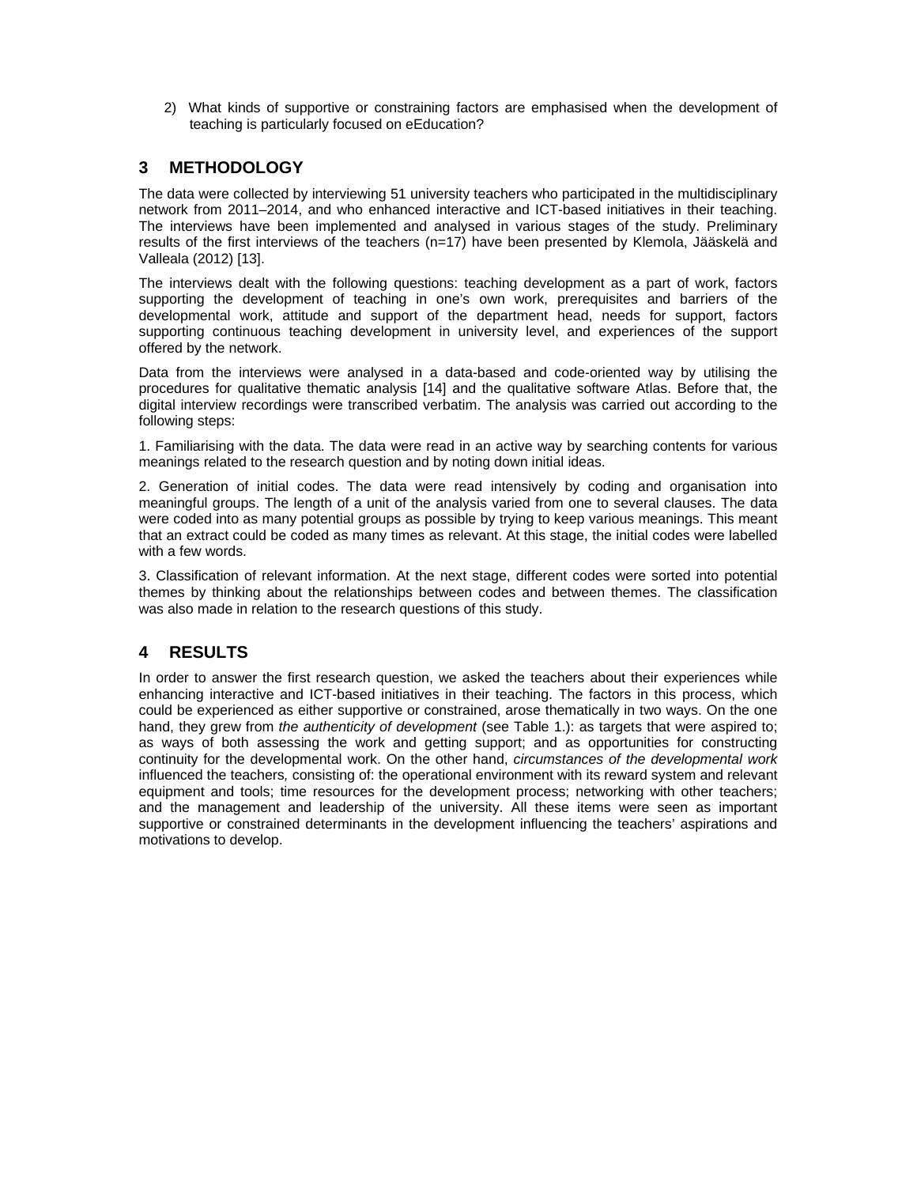2) What kinds of supportive or constraining factors are emphasised when the development of teaching is particularly focused on eEducation?

## 3 METHODOLOGY

The data were collected by interviewing 51 university teachers who participated in the multidisciplinary network from 2011–2014, and who enhanced interactive and ICT-based initiatives in their teaching. The interviews have been implemented and analysed in various stages of the study. Preliminary results of the first interviews of the teachers (n=17) have been presented by Klemola, Jääskelä and Valleala (2012) [13].

The interviews dealt with the following questions: teaching development as a part of work, factors supporting the development of teaching in one's own work, prerequisites and barriers of the developmental work, attitude and support of the department head, needs for support, factors supporting continuous teaching development in university level, and experiences of the support offered by the network.

Data from the interviews were analysed in a data-based and code-oriented way by utilising the procedures for qualitative thematic analysis [14] and the qualitative software Atlas. Before that, the digital interview recordings were transcribed verbatim. The analysis was carried out according to the following steps:

1. Familiarising with the data. The data were read in an active way by searching contents for various meanings related to the research question and by noting down initial ideas.

2. Generation of initial codes. The data were read intensively by coding and organisation into meaningful groups. The length of a unit of the analysis varied from one to several clauses. The data were coded into as many potential groups as possible by trying to keep various meanings. This meant that an extract could be coded as many times as relevant. At this stage, the initial codes were labelled with a few words.

3. Classification of relevant information. At the next stage, different codes were sorted into potential themes by thinking about the relationships between codes and between themes. The classification was also made in relation to the research questions of this study.

## 4 RESULTS

In order to answer the first research question, we asked the teachers about their experiences while enhancing interactive and ICT-based initiatives in their teaching. The factors in this process, which could be experienced as either supportive or constrained, arose thematically in two ways. On the one hand, they grew from *the authenticity of development* (see Table 1.): as targets that were aspired to; as ways of both assessing the work and getting support; and as opportunities for constructing continuity for the developmental work. On the other hand, *circumstances of the developmental work* influenced the teachers, consisting of: the operational environment with its reward system and relevant equipment and tools; time resources for the development process; networking with other teachers; and the management and leadership of the university. All these items were seen as important supportive or constrained determinants in the development influencing the teachers' aspirations and motivations to develop.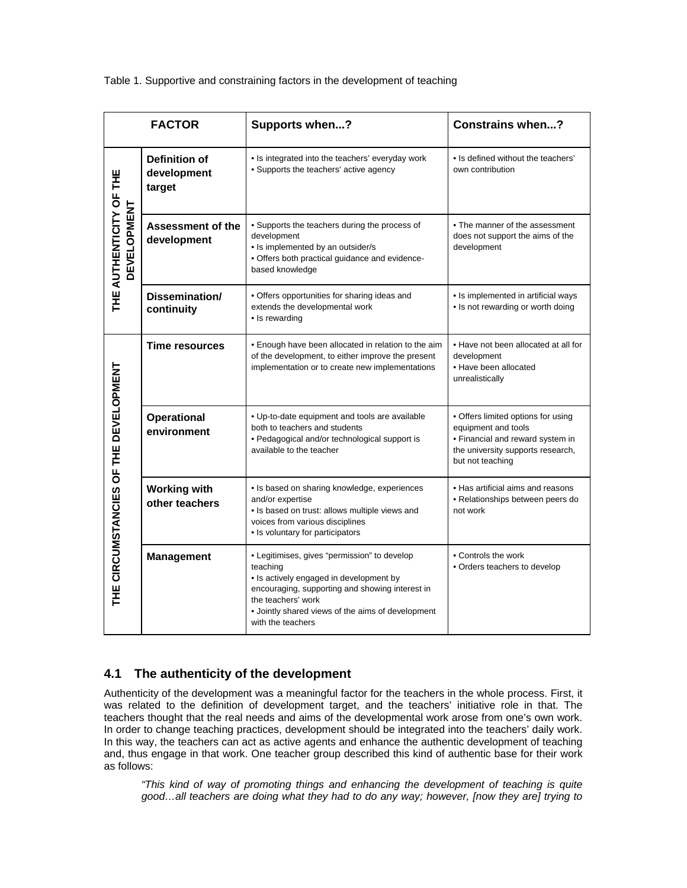Table 1. Supportive and constraining factors in the development of teaching

| FACTOR | | Supports when...? | Constrains when...? |
|---|---|---|---|
| THE AUTHENTICITY OF THE DEVELOPMENT | **Definition of development target** | • Is integrated into the teachers' everyday work<br>• Supports the teachers' active agency | • Is defined without the teachers' own contribution |
| | **Assessment of the development** | • Supports the teachers during the process of development<br>• Is implemented by an outsider/s<br>• Offers both practical guidance and evidence-based knowledge | • The manner of the assessment does not support the aims of the development |
| | **Dissemination/ continuity** | • Offers opportunities for sharing ideas and extends the developmental work<br>• Is rewarding | • Is implemented in artificial ways<br>• Is not rewarding or worth doing |
| THE CIRCUMSTANCIES OF THE DEVELOPMENT | **Time resources** | • Enough have been allocated in relation to the aim of the development, to either improve the present implementation or to create new implementations | • Have not been allocated at all for development<br>• Have been allocated unrealistically |
| | **Operational environment** | • Up-to-date equipment and tools are available both to teachers and students<br>• Pedagogical and/or technological support is available to the teacher | • Offers limited options for using equipment and tools<br>• Financial and reward system in the university supports research, but not teaching |
| | **Working with other teachers** | • Is based on sharing knowledge, experiences and/or expertise<br>• Is based on trust: allows multiple views and voices from various disciplines<br>• Is voluntary for participators | • Has artificial aims and reasons<br>• Relationships between peers do not work |
| | **Management** | • Legitimises, gives "permission" to develop teaching<br>• Is actively engaged in development by encouraging, supporting and showing interest in the teachers' work<br>• Jointly shared views of the aims of development with the teachers | • Controls the work<br>• Orders teachers to develop |

## 4.1 The authenticity of the development

Authenticity of the development was a meaningful factor for the teachers in the whole process. First, it was related to the definition of development target, and the teachers' initiative role in that. The teachers thought that the real needs and aims of the developmental work arose from one's own work. In order to change teaching practices, development should be integrated into the teachers' daily work. In this way, the teachers can act as active agents and enhance the authentic development of teaching and, thus engage in that work. One teacher group described this kind of authentic base for their work as follows:

> *"This kind of way of promoting things and enhancing the development of teaching is quite good…all teachers are doing what they had to do any way; however, [now they are] trying to*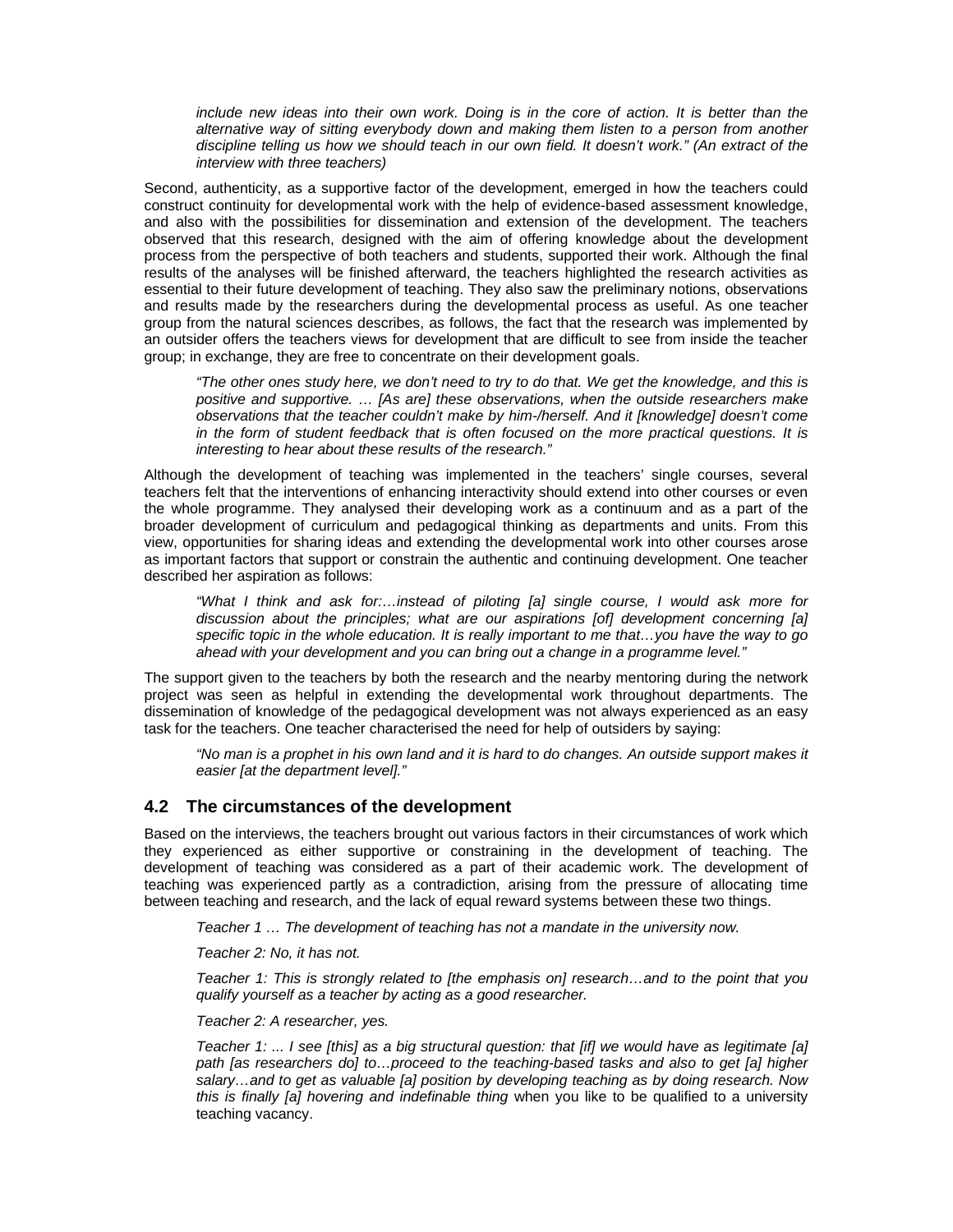*include new ideas into their own work. Doing is in the core of action. It is better than the alternative way of sitting everybody down and making them listen to a person from another discipline telling us how we should teach in our own field. It doesn't work." (An extract of the interview with three teachers)*

Second, authenticity, as a supportive factor of the development, emerged in how the teachers could construct continuity for developmental work with the help of evidence-based assessment knowledge, and also with the possibilities for dissemination and extension of the development. The teachers observed that this research, designed with the aim of offering knowledge about the development process from the perspective of both teachers and students, supported their work. Although the final results of the analyses will be finished afterward, the teachers highlighted the research activities as essential to their future development of teaching. They also saw the preliminary notions, observations and results made by the researchers during the developmental process as useful. As one teacher group from the natural sciences describes, as follows, the fact that the research was implemented by an outsider offers the teachers views for development that are difficult to see from inside the teacher group; in exchange, they are free to concentrate on their development goals.

> *"The other ones study here, we don't need to try to do that. We get the knowledge, and this is positive and supportive. … [As are] these observations, when the outside researchers make observations that the teacher couldn't make by him-/herself. And it [knowledge] doesn't come in the form of student feedback that is often focused on the more practical questions. It is interesting to hear about these results of the research."*

Although the development of teaching was implemented in the teachers' single courses, several teachers felt that the interventions of enhancing interactivity should extend into other courses or even the whole programme. They analysed their developing work as a continuum and as a part of the broader development of curriculum and pedagogical thinking as departments and units. From this view, opportunities for sharing ideas and extending the developmental work into other courses arose as important factors that support or constrain the authentic and continuing development. One teacher described her aspiration as follows:

> *"What I think and ask for:…instead of piloting [a] single course, I would ask more for discussion about the principles; what are our aspirations [of] development concerning [a] specific topic in the whole education. It is really important to me that…you have the way to go ahead with your development and you can bring out a change in a programme level."*

The support given to the teachers by both the research and the nearby mentoring during the network project was seen as helpful in extending the developmental work throughout departments. The dissemination of knowledge of the pedagogical development was not always experienced as an easy task for the teachers. One teacher characterised the need for help of outsiders by saying:

> *"No man is a prophet in his own land and it is hard to do changes. An outside support makes it easier [at the department level]."*

### 4.2 The circumstances of the development

Based on the interviews, the teachers brought out various factors in their circumstances of work which they experienced as either supportive or constraining in the development of teaching. The development of teaching was considered as a part of their academic work. The development of teaching was experienced partly as a contradiction, arising from the pressure of allocating time between teaching and research, and the lack of equal reward systems between these two things.

> *Teacher 1 … The development of teaching has not a mandate in the university now.*
>
> *Teacher 2: No, it has not.*
>
> *Teacher 1: This is strongly related to [the emphasis on] research…and to the point that you qualify yourself as a teacher by acting as a good researcher.*
>
> *Teacher 2: A researcher, yes.*
>
> *Teacher 1: ... I see [this] as a big structural question: that [if] we would have as legitimate [a] path [as researchers do] to…proceed to the teaching-based tasks and also to get [a] higher salary…and to get as valuable [a] position by developing teaching as by doing research. Now this is finally [a] hovering and indefinable thing* when you like to be qualified to a university teaching vacancy.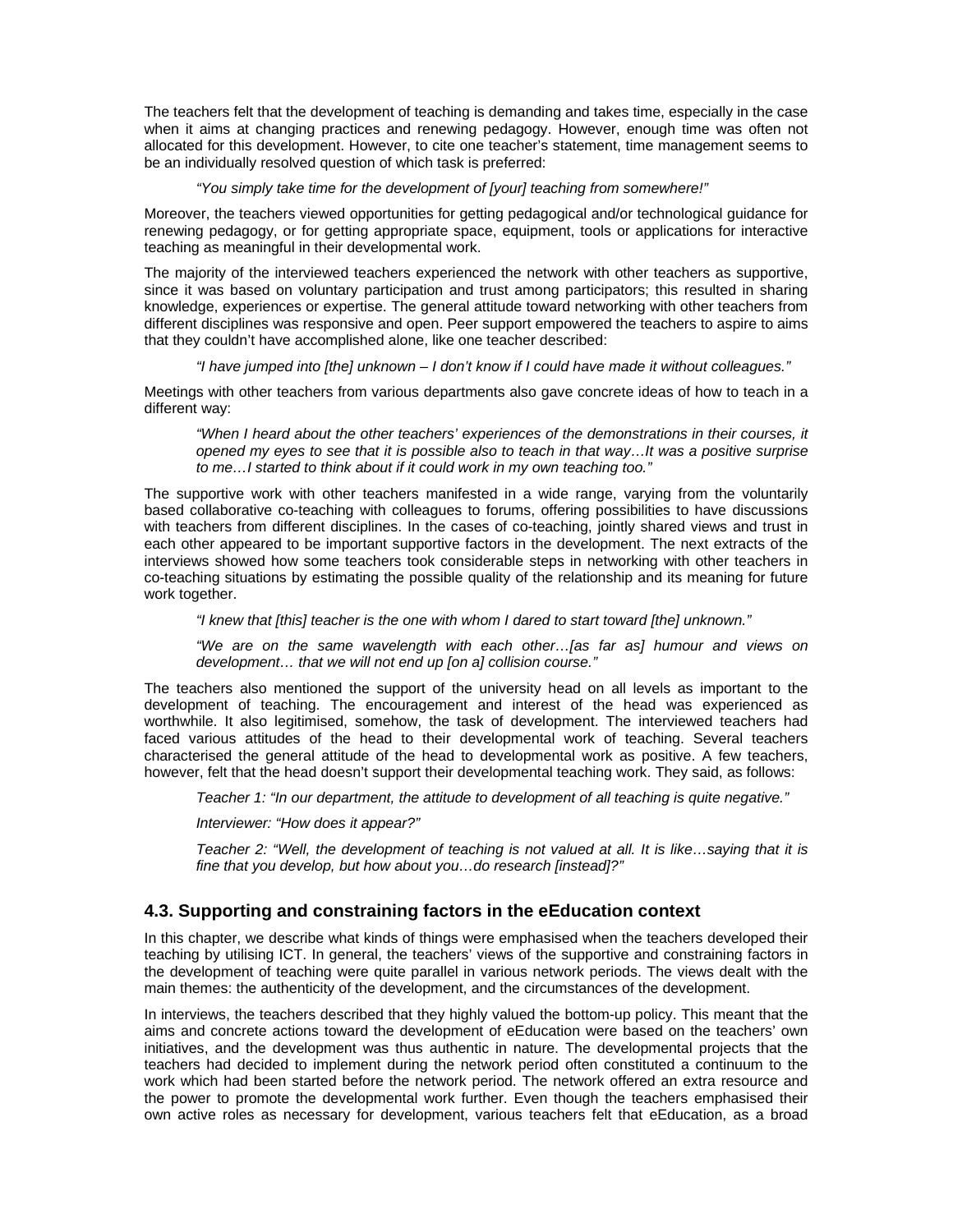The teachers felt that the development of teaching is demanding and takes time, especially in the case when it aims at changing practices and renewing pedagogy. However, enough time was often not allocated for this development. However, to cite one teacher's statement, time management seems to be an individually resolved question of which task is preferred:

> *"You simply take time for the development of [your] teaching from somewhere!"*

Moreover, the teachers viewed opportunities for getting pedagogical and/or technological guidance for renewing pedagogy, or for getting appropriate space, equipment, tools or applications for interactive teaching as meaningful in their developmental work.

The majority of the interviewed teachers experienced the network with other teachers as supportive, since it was based on voluntary participation and trust among participators; this resulted in sharing knowledge, experiences or expertise. The general attitude toward networking with other teachers from different disciplines was responsive and open. Peer support empowered the teachers to aspire to aims that they couldn't have accomplished alone, like one teacher described:

> *"I have jumped into [the] unknown – I don't know if I could have made it without colleagues."*

Meetings with other teachers from various departments also gave concrete ideas of how to teach in a different way:

> *"When I heard about the other teachers' experiences of the demonstrations in their courses, it opened my eyes to see that it is possible also to teach in that way…It was a positive surprise to me…I started to think about if it could work in my own teaching too."*

The supportive work with other teachers manifested in a wide range, varying from the voluntarily based collaborative co-teaching with colleagues to forums, offering possibilities to have discussions with teachers from different disciplines. In the cases of co-teaching, jointly shared views and trust in each other appeared to be important supportive factors in the development. The next extracts of the interviews showed how some teachers took considerable steps in networking with other teachers in co-teaching situations by estimating the possible quality of the relationship and its meaning for future work together.

> *"I knew that [this] teacher is the one with whom I dared to start toward [the] unknown."*
>
> *"We are on the same wavelength with each other…[as far as] humour and views on development… that we will not end up [on a] collision course."*

The teachers also mentioned the support of the university head on all levels as important to the development of teaching. The encouragement and interest of the head was experienced as worthwhile. It also legitimised, somehow, the task of development. The interviewed teachers had faced various attitudes of the head to their developmental work of teaching. Several teachers characterised the general attitude of the head to developmental work as positive. A few teachers, however, felt that the head doesn't support their developmental teaching work. They said, as follows:

> *Teacher 1: "In our department, the attitude to development of all teaching is quite negative."*
>
> *Interviewer: "How does it appear?"*
>
> *Teacher 2: "Well, the development of teaching is not valued at all. It is like…saying that it is fine that you develop, but how about you…do research [instead]?"*

### 4.3. Supporting and constraining factors in the eEducation context

In this chapter, we describe what kinds of things were emphasised when the teachers developed their teaching by utilising ICT. In general, the teachers' views of the supportive and constraining factors in the development of teaching were quite parallel in various network periods. The views dealt with the main themes: the authenticity of the development, and the circumstances of the development.

In interviews, the teachers described that they highly valued the bottom-up policy. This meant that the aims and concrete actions toward the development of eEducation were based on the teachers' own initiatives, and the development was thus authentic in nature. The developmental projects that the teachers had decided to implement during the network period often constituted a continuum to the work which had been started before the network period. The network offered an extra resource and the power to promote the developmental work further. Even though the teachers emphasised their own active roles as necessary for development, various teachers felt that eEducation, as a broad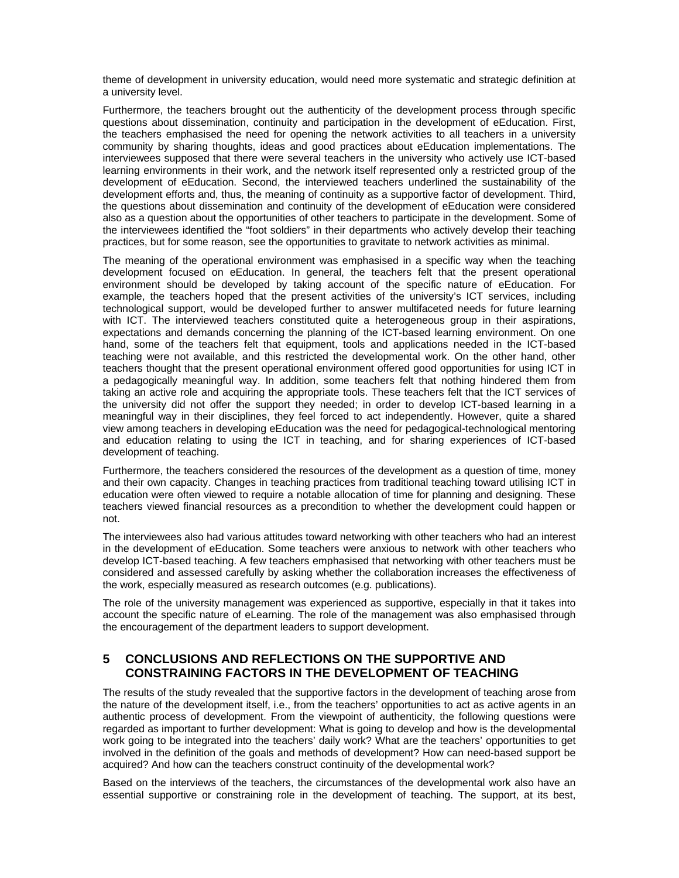theme of development in university education, would need more systematic and strategic definition at a university level.

Furthermore, the teachers brought out the authenticity of the development process through specific questions about dissemination, continuity and participation in the development of eEducation. First, the teachers emphasised the need for opening the network activities to all teachers in a university community by sharing thoughts, ideas and good practices about eEducation implementations. The interviewees supposed that there were several teachers in the university who actively use ICT-based learning environments in their work, and the network itself represented only a restricted group of the development of eEducation. Second, the interviewed teachers underlined the sustainability of the development efforts and, thus, the meaning of continuity as a supportive factor of development. Third, the questions about dissemination and continuity of the development of eEducation were considered also as a question about the opportunities of other teachers to participate in the development. Some of the interviewees identified the "foot soldiers" in their departments who actively develop their teaching practices, but for some reason, see the opportunities to gravitate to network activities as minimal.

The meaning of the operational environment was emphasised in a specific way when the teaching development focused on eEducation. In general, the teachers felt that the present operational environment should be developed by taking account of the specific nature of eEducation. For example, the teachers hoped that the present activities of the university's ICT services, including technological support, would be developed further to answer multifaceted needs for future learning with ICT. The interviewed teachers constituted quite a heterogeneous group in their aspirations, expectations and demands concerning the planning of the ICT-based learning environment. On one hand, some of the teachers felt that equipment, tools and applications needed in the ICT-based teaching were not available, and this restricted the developmental work. On the other hand, other teachers thought that the present operational environment offered good opportunities for using ICT in a pedagogically meaningful way. In addition, some teachers felt that nothing hindered them from taking an active role and acquiring the appropriate tools. These teachers felt that the ICT services of the university did not offer the support they needed; in order to develop ICT-based learning in a meaningful way in their disciplines, they feel forced to act independently. However, quite a shared view among teachers in developing eEducation was the need for pedagogical-technological mentoring and education relating to using the ICT in teaching, and for sharing experiences of ICT-based development of teaching.

Furthermore, the teachers considered the resources of the development as a question of time, money and their own capacity. Changes in teaching practices from traditional teaching toward utilising ICT in education were often viewed to require a notable allocation of time for planning and designing. These teachers viewed financial resources as a precondition to whether the development could happen or not.

The interviewees also had various attitudes toward networking with other teachers who had an interest in the development of eEducation. Some teachers were anxious to network with other teachers who develop ICT-based teaching. A few teachers emphasised that networking with other teachers must be considered and assessed carefully by asking whether the collaboration increases the effectiveness of the work, especially measured as research outcomes (e.g. publications).

The role of the university management was experienced as supportive, especially in that it takes into account the specific nature of eLearning. The role of the management was also emphasised through the encouragement of the department leaders to support development.

## 5 CONCLUSIONS AND REFLECTIONS ON THE SUPPORTIVE AND CONSTRAINING FACTORS IN THE DEVELOPMENT OF TEACHING

The results of the study revealed that the supportive factors in the development of teaching arose from the nature of the development itself, i.e., from the teachers' opportunities to act as active agents in an authentic process of development. From the viewpoint of authenticity, the following questions were regarded as important to further development: What is going to develop and how is the developmental work going to be integrated into the teachers' daily work? What are the teachers' opportunities to get involved in the definition of the goals and methods of development? How can need-based support be acquired? And how can the teachers construct continuity of the developmental work?

Based on the interviews of the teachers, the circumstances of the developmental work also have an essential supportive or constraining role in the development of teaching. The support, at its best,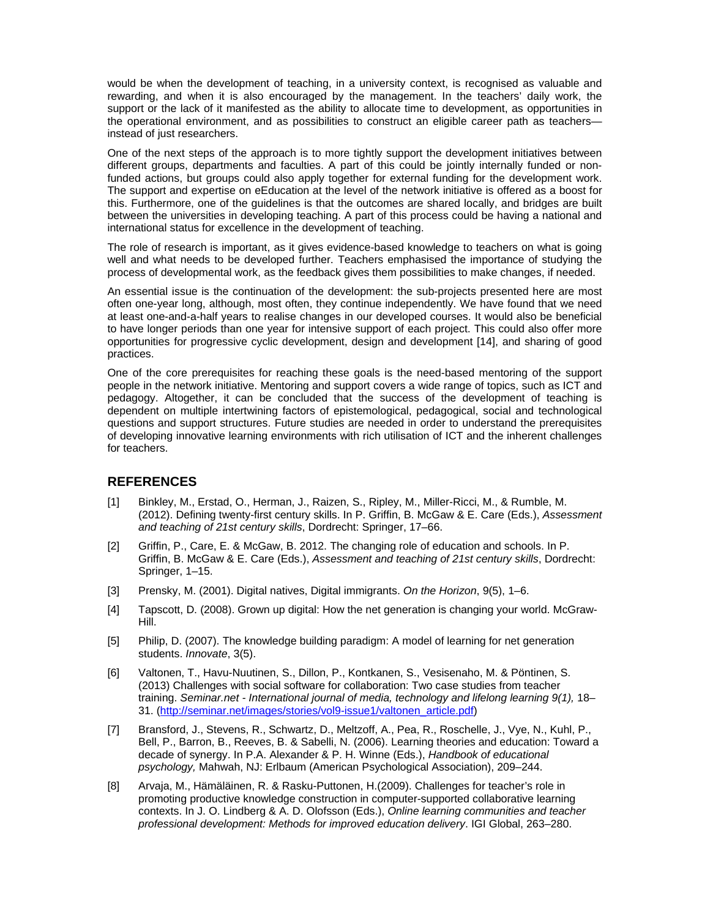would be when the development of teaching, in a university context, is recognised as valuable and rewarding, and when it is also encouraged by the management. In the teachers' daily work, the support or the lack of it manifested as the ability to allocate time to development, as opportunities in the operational environment, and as possibilities to construct an eligible career path as teachers—instead of just researchers.

One of the next steps of the approach is to more tightly support the development initiatives between different groups, departments and faculties. A part of this could be jointly internally funded or non-funded actions, but groups could also apply together for external funding for the development work. The support and expertise on eEducation at the level of the network initiative is offered as a boost for this. Furthermore, one of the guidelines is that the outcomes are shared locally, and bridges are built between the universities in developing teaching. A part of this process could be having a national and international status for excellence in the development of teaching.

The role of research is important, as it gives evidence-based knowledge to teachers on what is going well and what needs to be developed further. Teachers emphasised the importance of studying the process of developmental work, as the feedback gives them possibilities to make changes, if needed.

An essential issue is the continuation of the development: the sub-projects presented here are most often one-year long, although, most often, they continue independently. We have found that we need at least one-and-a-half years to realise changes in our developed courses. It would also be beneficial to have longer periods than one year for intensive support of each project. This could also offer more opportunities for progressive cyclic development, design and development [14], and sharing of good practices.

One of the core prerequisites for reaching these goals is the need-based mentoring of the support people in the network initiative. Mentoring and support covers a wide range of topics, such as ICT and pedagogy. Altogether, it can be concluded that the success of the development of teaching is dependent on multiple intertwining factors of epistemological, pedagogical, social and technological questions and support structures. Future studies are needed in order to understand the prerequisites of developing innovative learning environments with rich utilisation of ICT and the inherent challenges for teachers.

## REFERENCES

[1] Binkley, M., Erstad, O., Herman, J., Raizen, S., Ripley, M., Miller-Ricci, M., & Rumble, M. (2012). Defining twenty-first century skills. In P. Griffin, B. McGaw & E. Care (Eds.), *Assessment and teaching of 21st century skills*, Dordrecht: Springer, 17–66.

[2] Griffin, P., Care, E. & McGaw, B. 2012. The changing role of education and schools. In P. Griffin, B. McGaw & E. Care (Eds.), *Assessment and teaching of 21st century skills*, Dordrecht: Springer, 1–15.

[3] Prensky, M. (2001). Digital natives, Digital immigrants. *On the Horizon*, 9(5), 1–6.

[4] Tapscott, D. (2008). Grown up digital: How the net generation is changing your world. McGraw-Hill.

[5] Philip, D. (2007). The knowledge building paradigm: A model of learning for net generation students. *Innovate*, 3(5).

[6] Valtonen, T., Havu-Nuutinen, S., Dillon, P., Kontkanen, S., Vesisenaho, M. & Pöntinen, S. (2013) Challenges with social software for collaboration: Two case studies from teacher training. *Seminar.net - International journal of media, technology and lifelong learning 9(1),* 18–31. (http://seminar.net/images/stories/vol9-issue1/valtonen_article.pdf)

[7] Bransford, J., Stevens, R., Schwartz, D., Meltzoff, A., Pea, R., Roschelle, J., Vye, N., Kuhl, P., Bell, P., Barron, B., Reeves, B. & Sabelli, N. (2006). Learning theories and education: Toward a decade of synergy. In P.A. Alexander & P. H. Winne (Eds.), *Handbook of educational psychology,* Mahwah, NJ: Erlbaum (American Psychological Association), 209–244.

[8] Arvaja, M., Hämäläinen, R. & Rasku-Puttonen, H.(2009). Challenges for teacher's role in promoting productive knowledge construction in computer-supported collaborative learning contexts. In J. O. Lindberg & A. D. Olofsson (Eds.), *Online learning communities and teacher professional development: Methods for improved education delivery*. IGI Global, 263–280.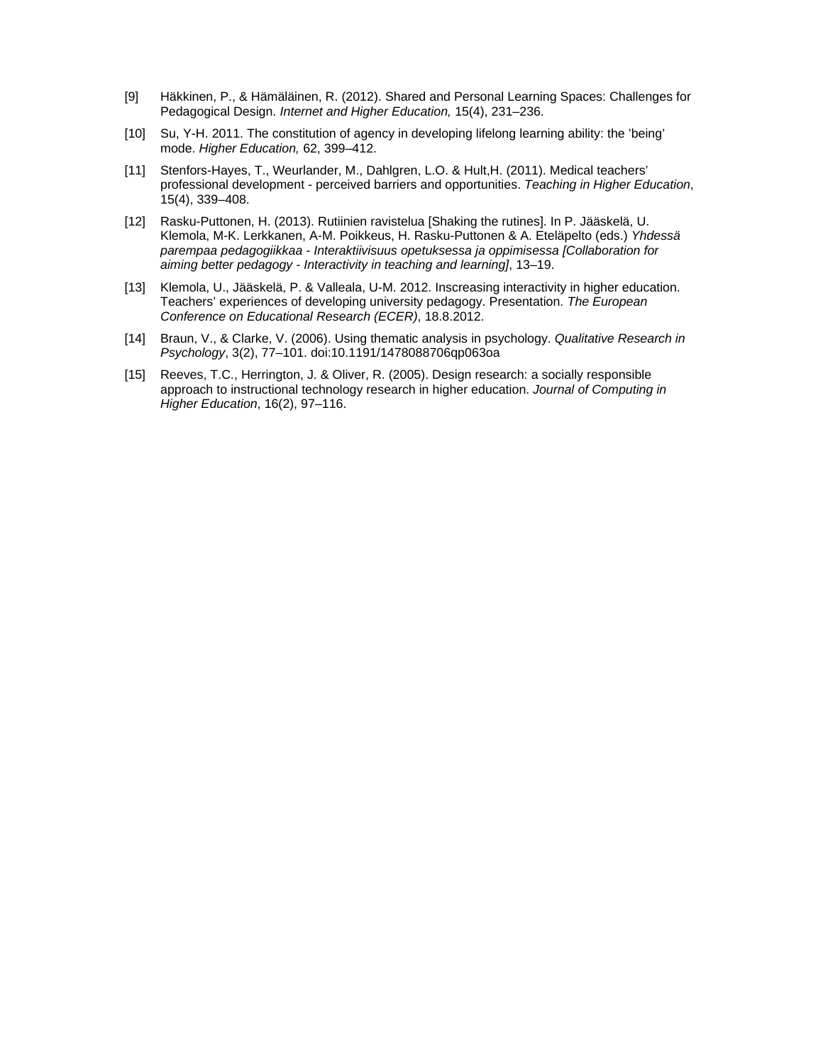[9] Häkkinen, P., & Hämäläinen, R. (2012). Shared and Personal Learning Spaces: Challenges for Pedagogical Design. *Internet and Higher Education,* 15(4), 231–236.

[10] Su, Y-H. 2011. The constitution of agency in developing lifelong learning ability: the 'being' mode. *Higher Education,* 62, 399–412.

[11] Stenfors-Hayes, T., Weurlander, M., Dahlgren, L.O. & Hult,H. (2011). Medical teachers' professional development - perceived barriers and opportunities. *Teaching in Higher Education*, 15(4), 339–408.

[12] Rasku-Puttonen, H. (2013). Rutiinien ravistelua [Shaking the rutines]. In P. Jääskelä, U. Klemola, M-K. Lerkkanen, A-M. Poikkeus, H. Rasku-Puttonen & A. Eteläpelto (eds.) *Yhdessä parempaa pedagogiikkaa - Interaktiivisuus opetuksessa ja oppimisessa [Collaboration for aiming better pedagogy - Interactivity in teaching and learning]*, 13–19.

[13] Klemola, U., Jääskelä, P. & Valleala, U-M. 2012. Inscreasing interactivity in higher education. Teachers' experiences of developing university pedagogy. Presentation. *The European Conference on Educational Research (ECER)*, 18.8.2012.

[14] Braun, V., & Clarke, V. (2006). Using thematic analysis in psychology. *Qualitative Research in Psychology*, 3(2), 77–101. doi:10.1191/1478088706qp063oa

[15] Reeves, T.C., Herrington, J. & Oliver, R. (2005). Design research: a socially responsible approach to instructional technology research in higher education. *Journal of Computing in Higher Education*, 16(2), 97–116.